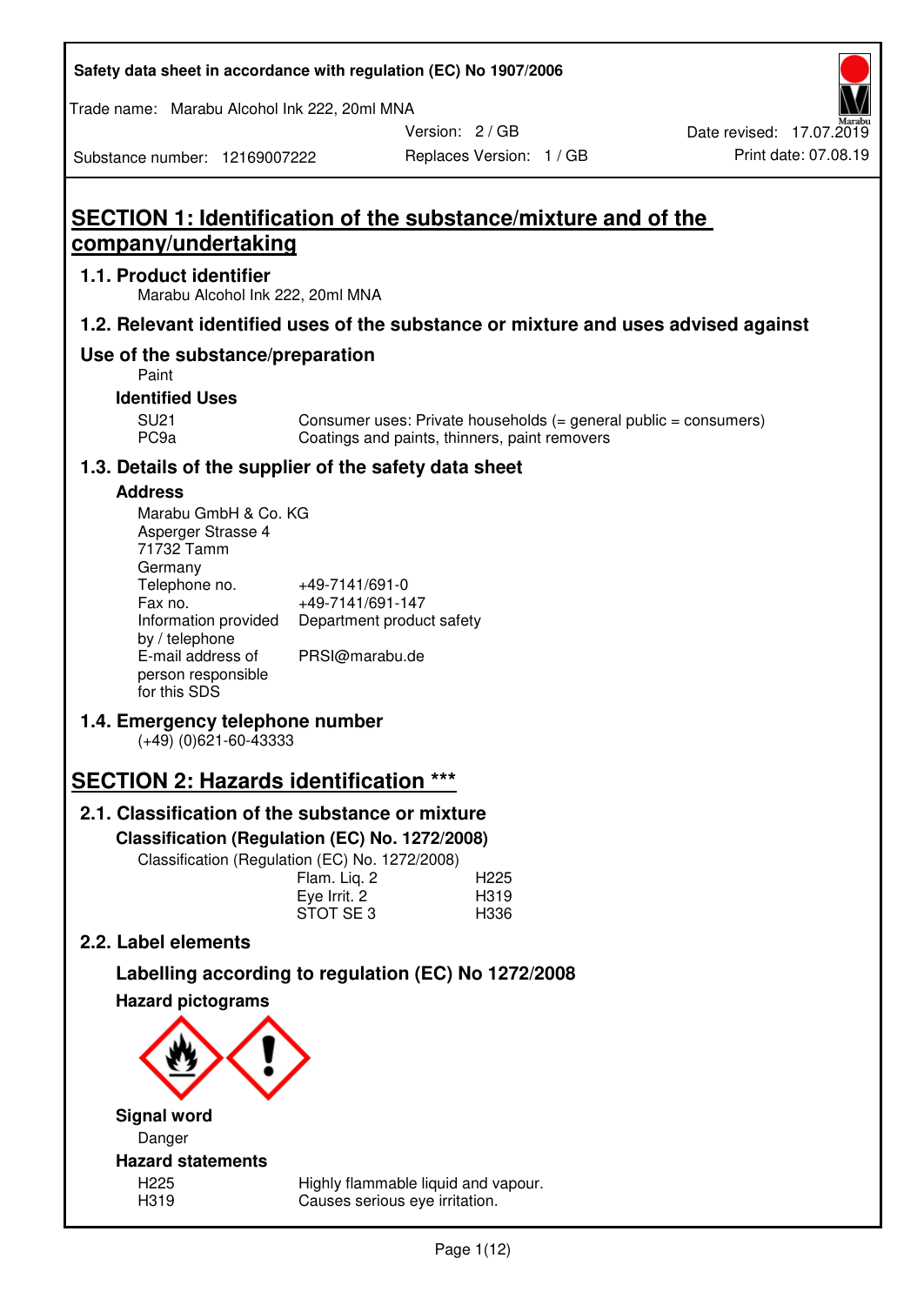Safety data sheet in accordance with regulation (EC) No 1907/2006

Trade name: Marabu Alcohol Ink 222, 20ml MNA

| Substance number: 12169007222 | Version: 2 / GB | Date revised: 17.07.2019 |
|---|---|---|
| | Replaces Version: 1 / GB | Print date: 07.08.19 |

# SECTION 1: Identification of the substance/mixture and of the company/undertaking

## 1.1. Product identifier

Marabu Alcohol Ink 222, 20ml MNA

## 1.2. Relevant identified uses of the substance or mixture and uses advised against

## Use of the substance/preparation

Paint

### Identified Uses

| | |
|---|---|
| SU21 | Consumer uses: Private households (= general public = consumers) |
| PC9a | Coatings and paints, thinners, paint removers |

## 1.3. Details of the supplier of the safety data sheet

### Address

Marabu GmbH & Co. KG
Asperger Strasse 4
71732 Tamm
Germany

| | |
|---|---|
| Telephone no. | +49-7141/691-0 |
| Fax no. | +49-7141/691-147 |
| Information provided by / telephone | Department product safety |
| E-mail address of person responsible for this SDS | PRSI@marabu.de |

## 1.4. Emergency telephone number

(+49) (0)621-60-43333

# SECTION 2: Hazards identification ***

## 2.1. Classification of the substance or mixture

### Classification (Regulation (EC) No. 1272/2008)

Classification (Regulation (EC) No. 1272/2008)

| | |
|---|---|
| Flam. Liq. 2 | H225 |
| Eye Irrit. 2 | H319 |
| STOT SE 3 | H336 |

## 2.2. Label elements

### Labelling according to regulation (EC) No 1272/2008

### Hazard pictograms

### Signal word

Danger

### Hazard statements

| | |
|---|---|
| H225 | Highly flammable liquid and vapour. |
| H319 | Causes serious eye irritation. |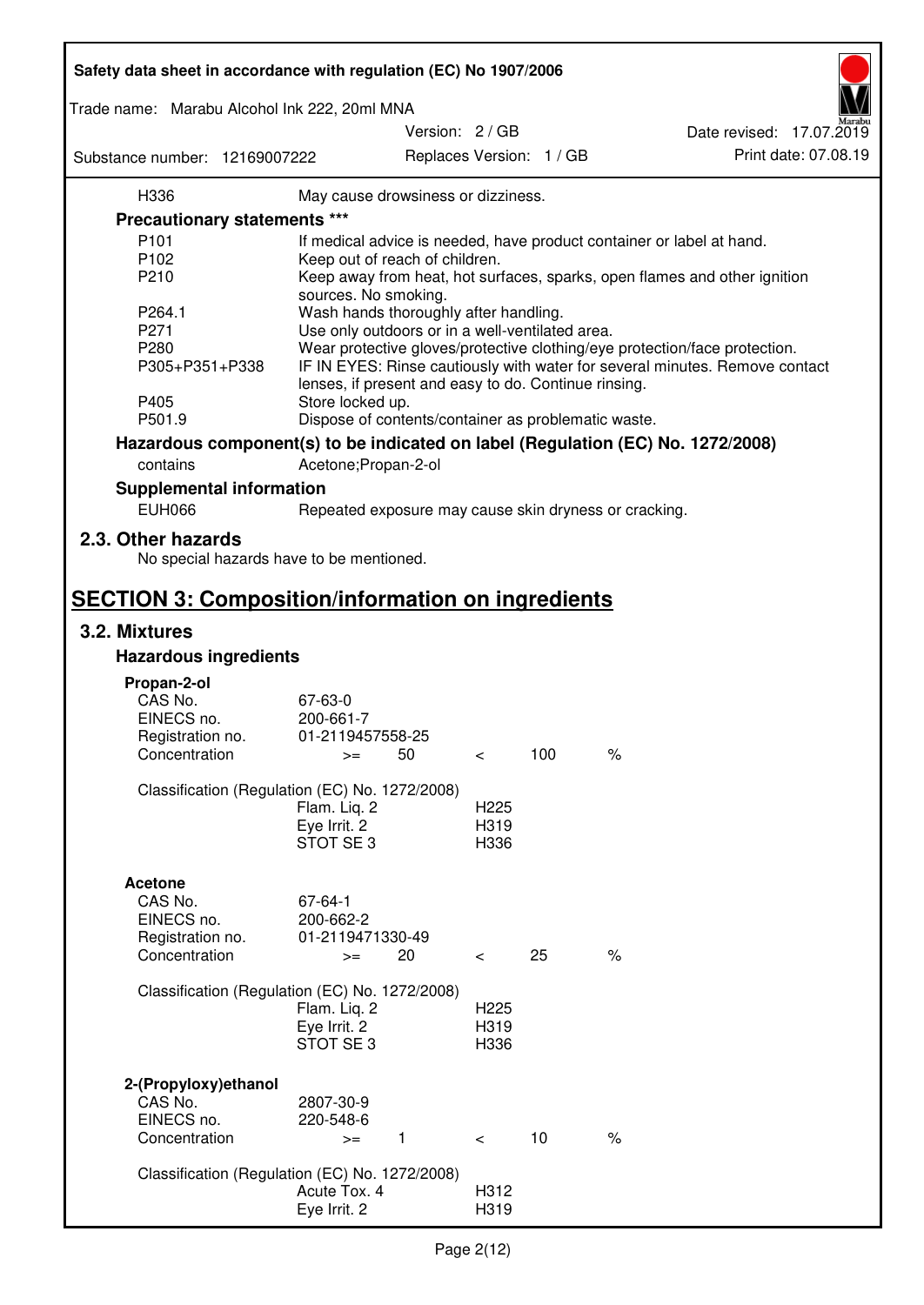| | |
|---|---|
| H336 | May cause drowsiness or dizziness. |

**Precautionary statements *****

| | |
|---|---|
| P101 | If medical advice is needed, have product container or label at hand. |
| P102 | Keep out of reach of children. |
| P210 | Keep away from heat, hot surfaces, sparks, open flames and other ignition sources. No smoking. |
| P264.1 | Wash hands thoroughly after handling. |
| P271 | Use only outdoors or in a well-ventilated area. |
| P280 | Wear protective gloves/protective clothing/eye protection/face protection. |
| P305+P351+P338 | IF IN EYES: Rinse cautiously with water for several minutes. Remove contact lenses, if present and easy to do. Continue rinsing. |
| P405 | Store locked up. |
| P501.9 | Dispose of contents/container as problematic waste. |

**Hazardous component(s) to be indicated on label (Regulation (EC) No. 1272/2008)**

| | |
|---|---|
| contains | Acetone;Propan-2-ol |

**Supplemental information**

| | |
|---|---|
| EUH066 | Repeated exposure may cause skin dryness or cracking. |

## 2.3. Other hazards

No special hazards have to be mentioned.

# SECTION 3: Composition/information on ingredients

## 3.2. Mixtures

### Hazardous ingredients

**Propan-2-ol**

| | | | | | |
|---|---|---|---|---|---|
| CAS No. | 67-63-0 | | | | |
| EINECS no. | 200-661-7 | | | | |
| Registration no. | 01-2119457558-25 | | | | |
| Concentration | >= | 50 | < | 100 | % |

Classification (Regulation (EC) No. 1272/2008)

| | |
|---|---|
| Flam. Liq. 2 | H225 |
| Eye Irrit. 2 | H319 |
| STOT SE 3 | H336 |

**Acetone**

| | | | | | |
|---|---|---|---|---|---|
| CAS No. | 67-64-1 | | | | |
| EINECS no. | 200-662-2 | | | | |
| Registration no. | 01-2119471330-49 | | | | |
| Concentration | >= | 20 | < | 25 | % |

Classification (Regulation (EC) No. 1272/2008)

| | |
|---|---|
| Flam. Liq. 2 | H225 |
| Eye Irrit. 2 | H319 |
| STOT SE 3 | H336 |

**2-(Propyloxy)ethanol**

| | | | | | |
|---|---|---|---|---|---|
| CAS No. | 2807-30-9 | | | | |
| EINECS no. | 220-548-6 | | | | |
| Concentration | >= | 1 | < | 10 | % |

Classification (Regulation (EC) No. 1272/2008)

| | |
|---|---|
| Acute Tox. 4 | H312 |
| Eye Irrit. 2 | H319 |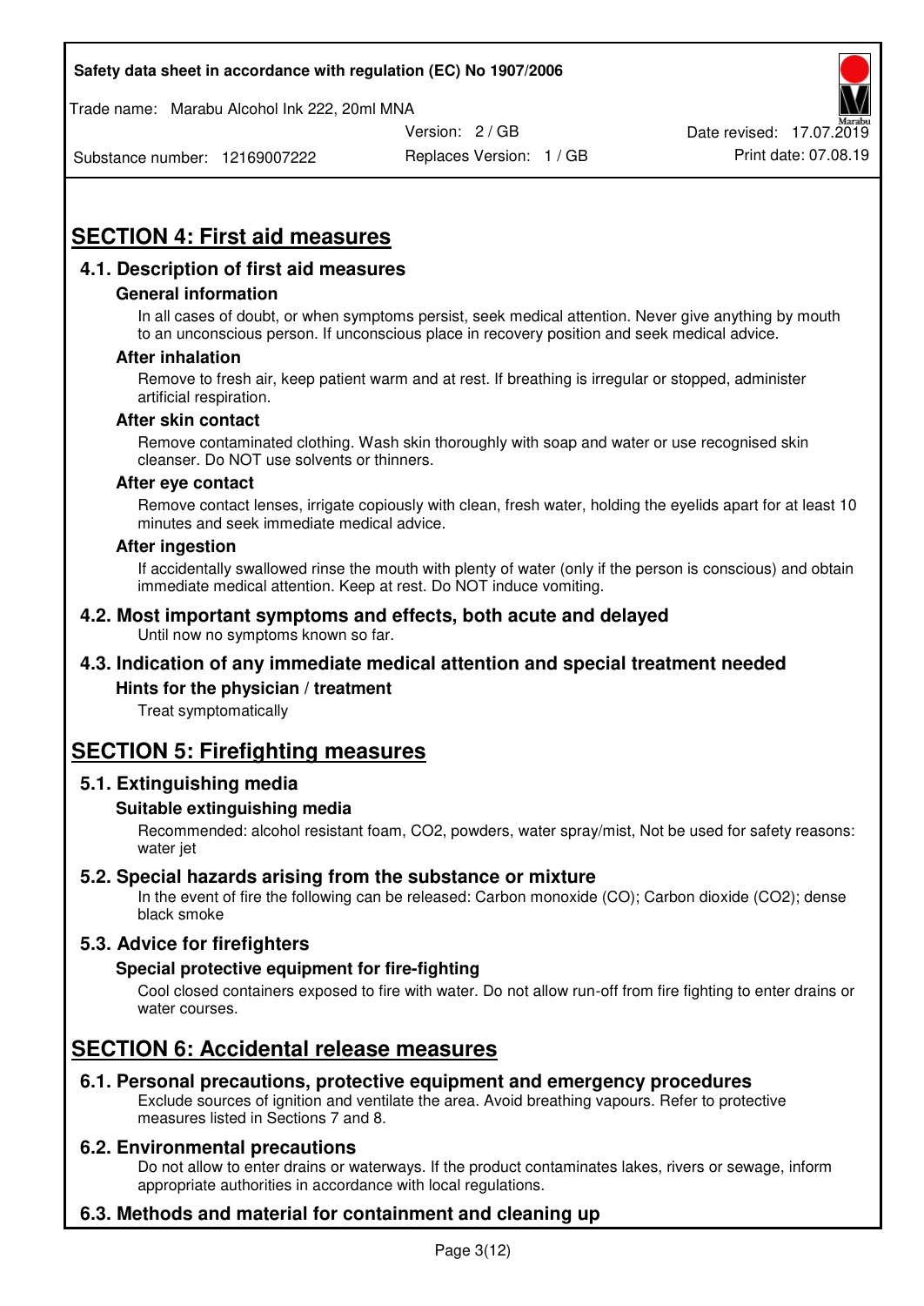# SECTION 4: First aid measures

## 4.1. Description of first aid measures

### General information

In all cases of doubt, or when symptoms persist, seek medical attention. Never give anything by mouth to an unconscious person. If unconscious place in recovery position and seek medical advice.

### After inhalation

Remove to fresh air, keep patient warm and at rest. If breathing is irregular or stopped, administer artificial respiration.

### After skin contact

Remove contaminated clothing. Wash skin thoroughly with soap and water or use recognised skin cleanser. Do NOT use solvents or thinners.

### After eye contact

Remove contact lenses, irrigate copiously with clean, fresh water, holding the eyelids apart for at least 10 minutes and seek immediate medical advice.

### After ingestion

If accidentally swallowed rinse the mouth with plenty of water (only if the person is conscious) and obtain immediate medical attention. Keep at rest. Do NOT induce vomiting.

## 4.2. Most important symptoms and effects, both acute and delayed

Until now no symptoms known so far.

## 4.3. Indication of any immediate medical attention and special treatment needed

### Hints for the physician / treatment

Treat symptomatically

# SECTION 5: Firefighting measures

## 5.1. Extinguishing media

### Suitable extinguishing media

Recommended: alcohol resistant foam, $CO_2$, powders, water spray/mist, Not be used for safety reasons: water jet

## 5.2. Special hazards arising from the substance or mixture

In the event of fire the following can be released: Carbon monoxide (CO); Carbon dioxide ($CO_2$); dense black smoke

## 5.3. Advice for firefighters

### Special protective equipment for fire-fighting

Cool closed containers exposed to fire with water. Do not allow run-off from fire fighting to enter drains or water courses.

# SECTION 6: Accidental release measures

## 6.1. Personal precautions, protective equipment and emergency procedures

Exclude sources of ignition and ventilate the area. Avoid breathing vapours. Refer to protective measures listed in Sections 7 and 8.

## 6.2. Environmental precautions

Do not allow to enter drains or waterways. If the product contaminates lakes, rivers or sewage, inform appropriate authorities in accordance with local regulations.

## 6.3. Methods and material for containment and cleaning up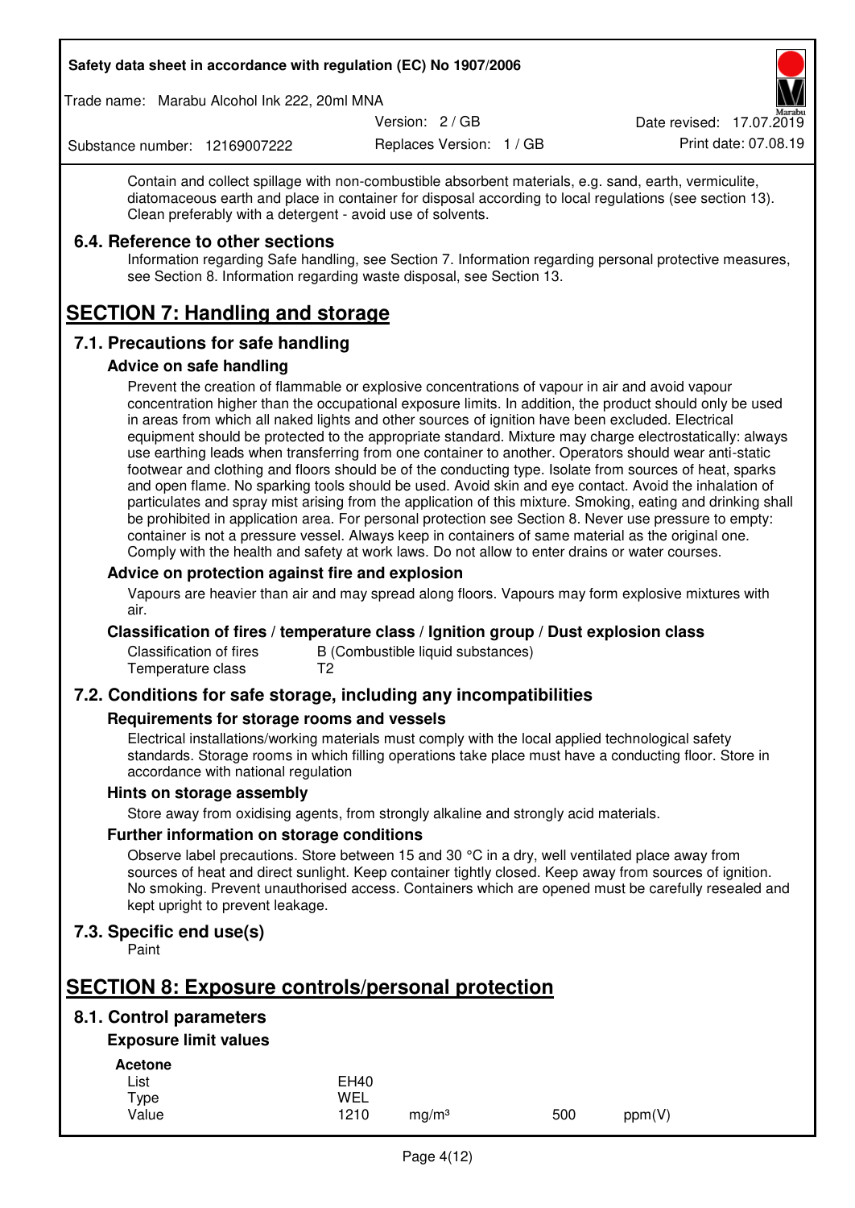Contain and collect spillage with non-combustible absorbent materials, e.g. sand, earth, vermiculite, diatomaceous earth and place in container for disposal according to local regulations (see section 13). Clean preferably with a detergent - avoid use of solvents.

### 6.4. Reference to other sections

Information regarding Safe handling, see Section 7. Information regarding personal protective measures, see Section 8. Information regarding waste disposal, see Section 13.

## SECTION 7: Handling and storage

### 7.1. Precautions for safe handling

#### Advice on safe handling

Prevent the creation of flammable or explosive concentrations of vapour in air and avoid vapour concentration higher than the occupational exposure limits. In addition, the product should only be used in areas from which all naked lights and other sources of ignition have been excluded. Electrical equipment should be protected to the appropriate standard. Mixture may charge electrostatically: always use earthing leads when transferring from one container to another. Operators should wear anti-static footwear and clothing and floors should be of the conducting type. Isolate from sources of heat, sparks and open flame. No sparking tools should be used. Avoid skin and eye contact. Avoid the inhalation of particulates and spray mist arising from the application of this mixture. Smoking, eating and drinking shall be prohibited in application area. For personal protection see Section 8. Never use pressure to empty: container is not a pressure vessel. Always keep in containers of same material as the original one. Comply with the health and safety at work laws. Do not allow to enter drains or water courses.

#### Advice on protection against fire and explosion

Vapours are heavier than air and may spread along floors. Vapours may form explosive mixtures with air.

#### Classification of fires / temperature class / Ignition group / Dust explosion class

| | |
|---|---|
| Classification of fires | B (Combustible liquid substances) |
| Temperature class | T2 |

### 7.2. Conditions for safe storage, including any incompatibilities

#### Requirements for storage rooms and vessels

Electrical installations/working materials must comply with the local applied technological safety standards. Storage rooms in which filling operations take place must have a conducting floor. Store in accordance with national regulation

#### Hints on storage assembly

Store away from oxidising agents, from strongly alkaline and strongly acid materials.

#### Further information on storage conditions

Observe label precautions. Store between 15 and 30 °C in a dry, well ventilated place away from sources of heat and direct sunlight. Keep container tightly closed. Keep away from sources of ignition. No smoking. Prevent unauthorised access. Containers which are opened must be carefully resealed and kept upright to prevent leakage.

### 7.3. Specific end use(s)

Paint

## SECTION 8: Exposure controls/personal protection

### 8.1. Control parameters

#### Exposure limit values

**Acetone**

| | | | | |
|---|---|---|---|---|
| List | EH40 | | | |
| Type | WEL | | | |
| Value | 1210 | mg/m³ | 500 | ppm(V) |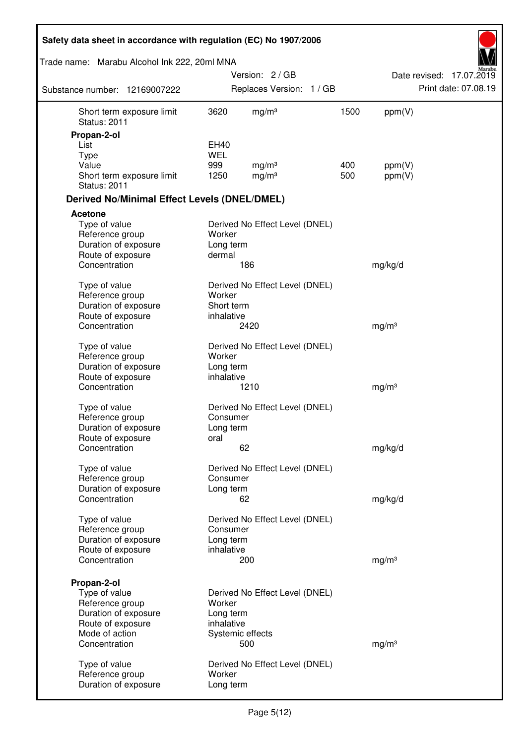| | | | | |
|---|---|---|---|---|
| Short term exposure limit | 3620 | mg/m³ | 1500 | ppm(V) |
| Status: 2011 | | | | |

**Propan-2-ol**

| | | | | |
|---|---|---|---|---|
| List | EH40 | | | |
| Type | WEL | | | |
| Value | 999 | mg/m³ | 400 | ppm(V) |
| Short term exposure limit | 1250 | mg/m³ | 500 | ppm(V) |
| Status: 2011 | | | | |

### Derived No/Minimal Effect Levels (DNEL/DMEL)

**Acetone**

| | | |
|---|---|---|
| Type of value | Derived No Effect Level (DNEL) | |
| Reference group | Worker | |
| Duration of exposure | Long term | |
| Route of exposure | dermal | |
| Concentration | 186 | mg/kg/d |

| | | |
|---|---|---|
| Type of value | Derived No Effect Level (DNEL) | |
| Reference group | Worker | |
| Duration of exposure | Short term | |
| Route of exposure | inhalative | |
| Concentration | 2420 | mg/m³ |

| | | |
|---|---|---|
| Type of value | Derived No Effect Level (DNEL) | |
| Reference group | Worker | |
| Duration of exposure | Long term | |
| Route of exposure | inhalative | |
| Concentration | 1210 | mg/m³ |

| | | |
|---|---|---|
| Type of value | Derived No Effect Level (DNEL) | |
| Reference group | Consumer | |
| Duration of exposure | Long term | |
| Route of exposure | oral | |
| Concentration | 62 | mg/kg/d |

| | | |
|---|---|---|
| Type of value | Derived No Effect Level (DNEL) | |
| Reference group | Consumer | |
| Duration of exposure | Long term | |
| Concentration | 62 | mg/kg/d |

| | | |
|---|---|---|
| Type of value | Derived No Effect Level (DNEL) | |
| Reference group | Consumer | |
| Duration of exposure | Long term | |
| Route of exposure | inhalative | |
| Concentration | 200 | mg/m³ |

**Propan-2-ol**

| | | |
|---|---|---|
| Type of value | Derived No Effect Level (DNEL) | |
| Reference group | Worker | |
| Duration of exposure | Long term | |
| Route of exposure | inhalative | |
| Mode of action | Systemic effects | |
| Concentration | 500 | mg/m³ |

| | |
|---|---|
| Type of value | Derived No Effect Level (DNEL) |
| Reference group | Worker |
| Duration of exposure | Long term |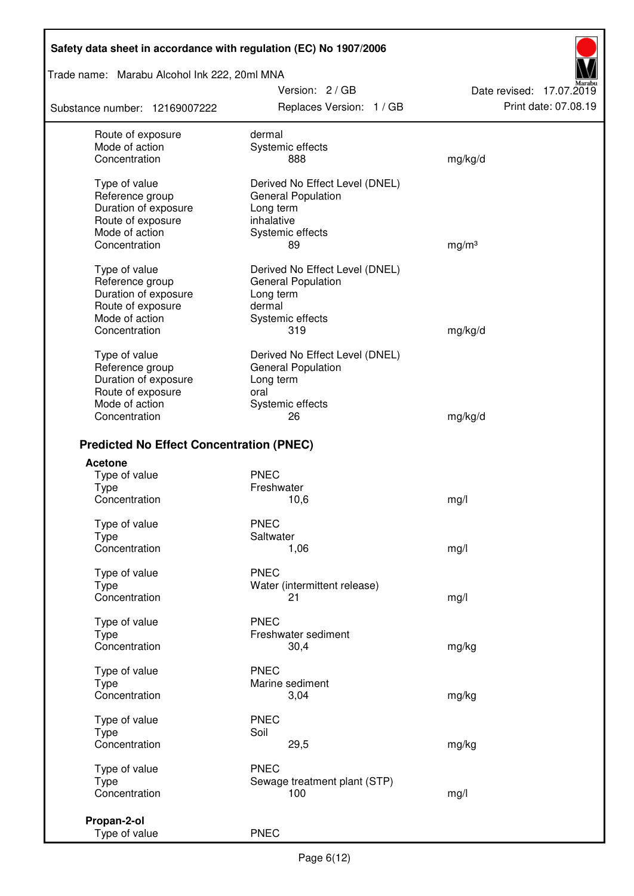| | | |
|---|---|---|
| Route of exposure | dermal | |
| Mode of action | Systemic effects | |
| Concentration | 888 | mg/kg/d |
| | | |
| Type of value | Derived No Effect Level (DNEL) | |
| Reference group | General Population | |
| Duration of exposure | Long term | |
| Route of exposure | inhalative | |
| Mode of action | Systemic effects | |
| Concentration | 89 | mg/m³ |
| | | |
| Type of value | Derived No Effect Level (DNEL) | |
| Reference group | General Population | |
| Duration of exposure | Long term | |
| Route of exposure | dermal | |
| Mode of action | Systemic effects | |
| Concentration | 319 | mg/kg/d |
| | | |
| Type of value | Derived No Effect Level (DNEL) | |
| Reference group | General Population | |
| Duration of exposure | Long term | |
| Route of exposure | oral | |
| Mode of action | Systemic effects | |
| Concentration | 26 | mg/kg/d |

## Predicted No Effect Concentration (PNEC)

**Acetone**

| | | |
|---|---|---|
| Type of value | PNEC | |
| Type | Freshwater | |
| Concentration | 10,6 | mg/l |
| | | |
| Type of value | PNEC | |
| Type | Saltwater | |
| Concentration | 1,06 | mg/l |
| | | |
| Type of value | PNEC | |
| Type | Water (intermittent release) | |
| Concentration | 21 | mg/l |
| | | |
| Type of value | PNEC | |
| Type | Freshwater sediment | |
| Concentration | 30,4 | mg/kg |
| | | |
| Type of value | PNEC | |
| Type | Marine sediment | |
| Concentration | 3,04 | mg/kg |
| | | |
| Type of value | PNEC | |
| Type | Soil | |
| Concentration | 29,5 | mg/kg |
| | | |
| Type of value | PNEC | |
| Type | Sewage treatment plant (STP) | |
| Concentration | 100 | mg/l |

**Propan-2-ol**

| | |
|---|---|
| Type of value | PNEC |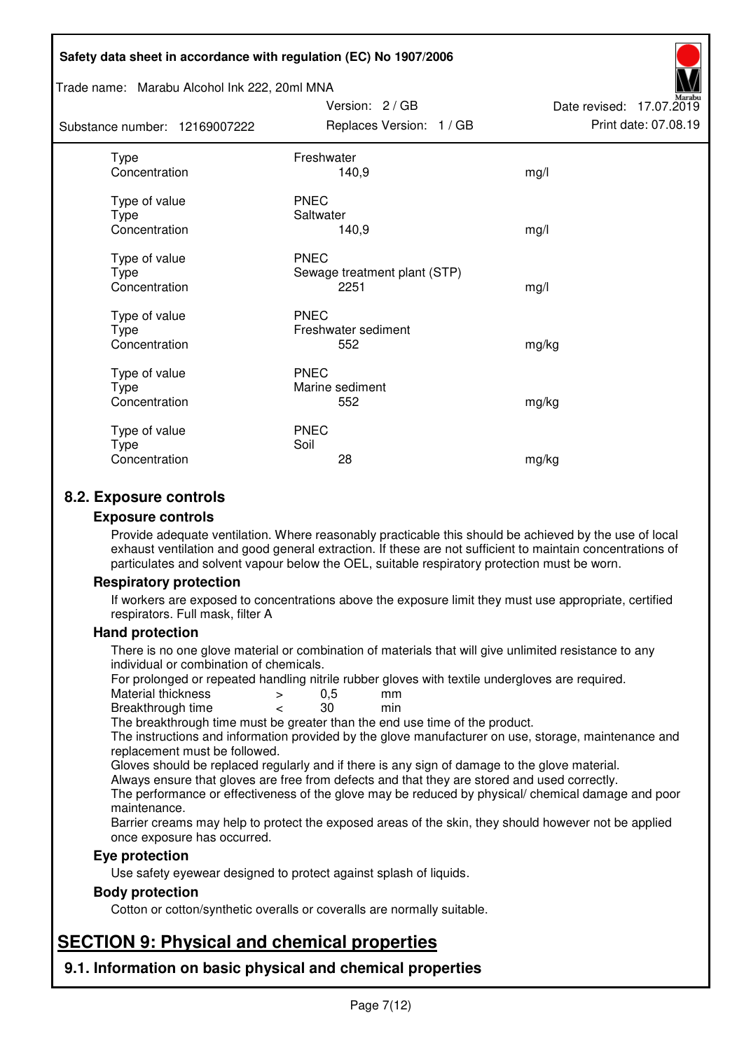| | | |
|---|---|---|
| Type | Freshwater | |
| Concentration | 140,9 | mg/l |
| | | |
| Type of value | PNEC | |
| Type | Saltwater | |
| Concentration | 140,9 | mg/l |
| | | |
| Type of value | PNEC | |
| Type | Sewage treatment plant (STP) | |
| Concentration | 2251 | mg/l |
| | | |
| Type of value | PNEC | |
| Type | Freshwater sediment | |
| Concentration | 552 | mg/kg |
| | | |
| Type of value | PNEC | |
| Type | Marine sediment | |
| Concentration | 552 | mg/kg |
| | | |
| Type of value | PNEC | |
| Type | Soil | |
| Concentration | 28 | mg/kg |

## 8.2. Exposure controls

### Exposure controls

Provide adequate ventilation. Where reasonably practicable this should be achieved by the use of local exhaust ventilation and good general extraction. If these are not sufficient to maintain concentrations of particulates and solvent vapour below the OEL, suitable respiratory protection must be worn.

### Respiratory protection

If workers are exposed to concentrations above the exposure limit they must use appropriate, certified respirators. Full mask, filter A

### Hand protection

There is no one glove material or combination of materials that will give unlimited resistance to any individual or combination of chemicals.

For prolonged or repeated handling nitrile rubber gloves with textile undergloves are required.

| | | | |
|---|---|---|---|
| Material thickness | > | 0,5 | mm |
| Breakthrough time | < | 30 | min |

The breakthrough time must be greater than the end use time of the product.

The instructions and information provided by the glove manufacturer on use, storage, maintenance and replacement must be followed.

Gloves should be replaced regularly and if there is any sign of damage to the glove material.

Always ensure that gloves are free from defects and that they are stored and used correctly.

The performance or effectiveness of the glove may be reduced by physical/ chemical damage and poor maintenance.

Barrier creams may help to protect the exposed areas of the skin, they should however not be applied once exposure has occurred.

### Eye protection

Use safety eyewear designed to protect against splash of liquids.

### Body protection

Cotton or cotton/synthetic overalls or coveralls are normally suitable.

# SECTION 9: Physical and chemical properties

## 9.1. Information on basic physical and chemical properties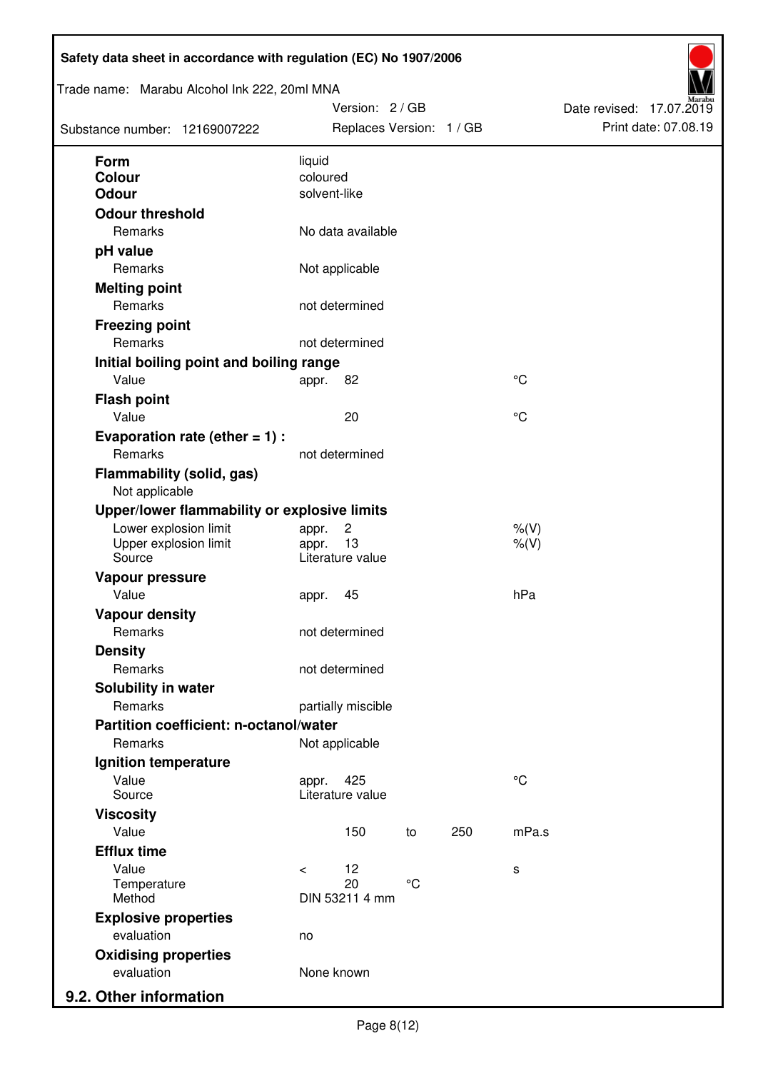| | | | | |
|---|---|---|---|---|
| **Form** | liquid | | | |
| **Colour** | coloured | | | |
| **Odour** | solvent-like | | | |
| **Odour threshold** | | | | |
| Remarks | No data available | | | |
| **pH value** | | | | |
| Remarks | Not applicable | | | |
| **Melting point** | | | | |
| Remarks | not determined | | | |
| **Freezing point** | | | | |
| Remarks | not determined | | | |
| **Initial boiling point and boiling range** | | | | |
| Value | appr. 82 | | | °C |
| **Flash point** | | | | |
| Value | 20 | | | °C |
| **Evaporation rate (ether = 1) :** | | | | |
| Remarks | not determined | | | |
| **Flammability (solid, gas)** | | | | |
| Not applicable | | | | |
| **Upper/lower flammability or explosive limits** | | | | |
| Lower explosion limit | appr. 2 | | | %(V) |
| Upper explosion limit | appr. 13 | | | %(V) |
| Source | Literature value | | | |
| **Vapour pressure** | | | | |
| Value | appr. 45 | | | hPa |
| **Vapour density** | | | | |
| Remarks | not determined | | | |
| **Density** | | | | |
| Remarks | not determined | | | |
| **Solubility in water** | | | | |
| Remarks | partially miscible | | | |
| **Partition coefficient: n-octanol/water** | | | | |
| Remarks | Not applicable | | | |
| **Ignition temperature** | | | | |
| Value | appr. 425 | | | °C |
| Source | Literature value | | | |
| **Viscosity** | | | | |
| Value | 150 | to | 250 | mPa.s |
| **Efflux time** | | | | |
| Value | < 12 | | | s |
| Temperature | 20 | °C | | |
| Method | DIN 53211 4 mm | | | |
| **Explosive properties** | | | | |
| evaluation | no | | | |
| **Oxidising properties** | | | | |
| evaluation | None known | | | |

## 9.2. Other information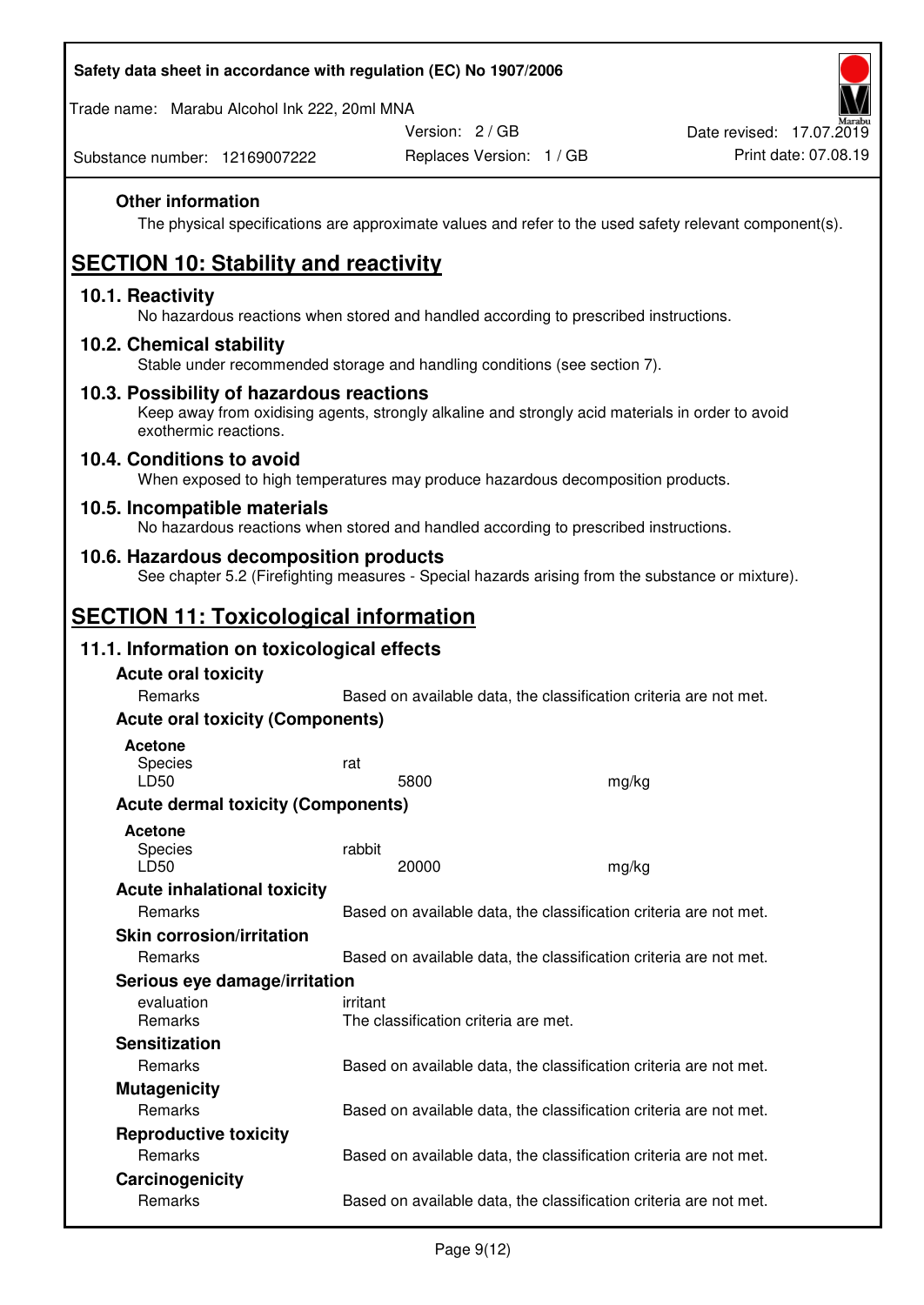### Other information

The physical specifications are approximate values and refer to the used safety relevant component(s).

## SECTION 10: Stability and reactivity

### 10.1. Reactivity

No hazardous reactions when stored and handled according to prescribed instructions.

### 10.2. Chemical stability

Stable under recommended storage and handling conditions (see section 7).

### 10.3. Possibility of hazardous reactions

Keep away from oxidising agents, strongly alkaline and strongly acid materials in order to avoid exothermic reactions.

### 10.4. Conditions to avoid

When exposed to high temperatures may produce hazardous decomposition products.

### 10.5. Incompatible materials

No hazardous reactions when stored and handled according to prescribed instructions.

### 10.6. Hazardous decomposition products

See chapter 5.2 (Firefighting measures - Special hazards arising from the substance or mixture).

## SECTION 11: Toxicological information

### 11.1. Information on toxicological effects

**Acute oral toxicity**

| | | |
|---|---|---|
| Remarks | Based on available data, the classification criteria are not met. | |

**Acute oral toxicity (Components)**

**Acetone**

| | | |
|---|---|---|
| Species | rat | |
| LD50 | 5800 | mg/kg |

**Acute dermal toxicity (Components)**

**Acetone**

| | | |
|---|---|---|
| Species | rabbit | |
| LD50 | 20000 | mg/kg |

**Acute inhalational toxicity**

| | |
|---|---|
| Remarks | Based on available data, the classification criteria are not met. |

**Skin corrosion/irritation**

| | |
|---|---|
| Remarks | Based on available data, the classification criteria are not met. |

**Serious eye damage/irritation**

| | |
|---|---|
| evaluation | irritant |
| Remarks | The classification criteria are met. |

**Sensitization**

| | |
|---|---|
| Remarks | Based on available data, the classification criteria are not met. |

**Mutagenicity**

| | |
|---|---|
| Remarks | Based on available data, the classification criteria are not met. |

**Reproductive toxicity**

| | |
|---|---|
| Remarks | Based on available data, the classification criteria are not met. |

**Carcinogenicity**

| | |
|---|---|
| Remarks | Based on available data, the classification criteria are not met. |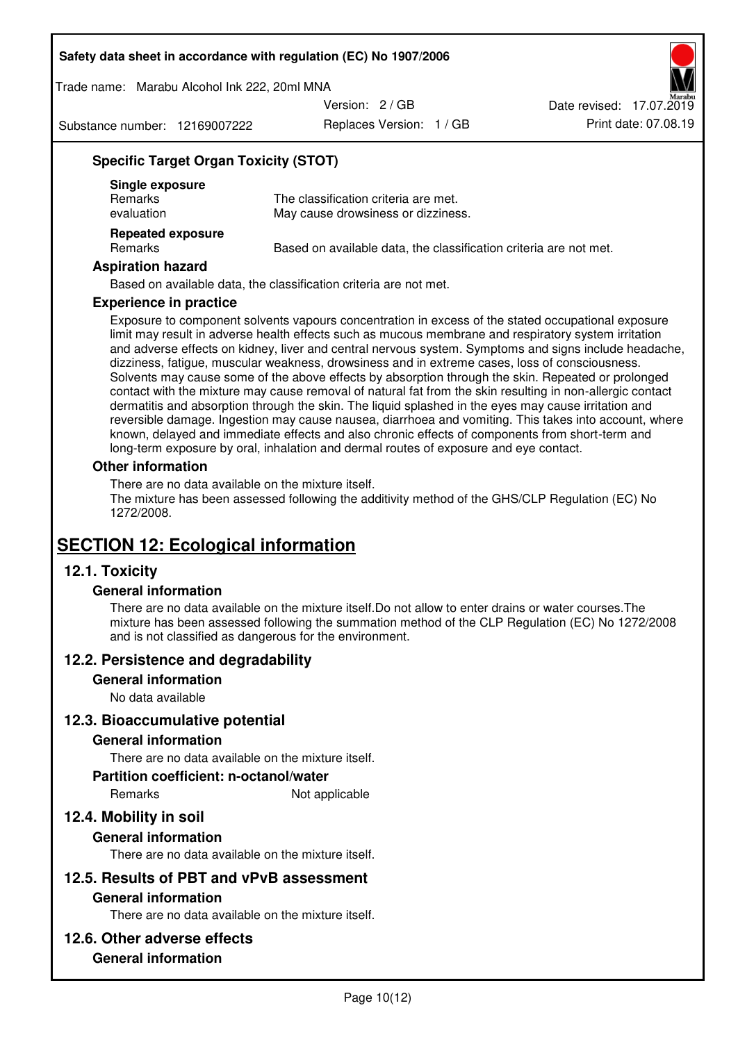### Specific Target Organ Toxicity (STOT)

**Single exposure**

| | |
|---|---|
| Remarks | The classification criteria are met. |
| evaluation | May cause drowsiness or dizziness. |

**Repeated exposure**

| | |
|---|---|
| Remarks | Based on available data, the classification criteria are not met. |

### Aspiration hazard

Based on available data, the classification criteria are not met.

### Experience in practice

Exposure to component solvents vapours concentration in excess of the stated occupational exposure limit may result in adverse health effects such as mucous membrane and respiratory system irritation and adverse effects on kidney, liver and central nervous system. Symptoms and signs include headache, dizziness, fatigue, muscular weakness, drowsiness and in extreme cases, loss of consciousness. Solvents may cause some of the above effects by absorption through the skin. Repeated or prolonged contact with the mixture may cause removal of natural fat from the skin resulting in non-allergic contact dermatitis and absorption through the skin. The liquid splashed in the eyes may cause irritation and reversible damage. Ingestion may cause nausea, diarrhoea and vomiting. This takes into account, where known, delayed and immediate effects and also chronic effects of components from short-term and long-term exposure by oral, inhalation and dermal routes of exposure and eye contact.

### Other information

There are no data available on the mixture itself.
The mixture has been assessed following the additivity method of the GHS/CLP Regulation (EC) No 1272/2008.

# SECTION 12: Ecological information

## 12.1. Toxicity

### General information

There are no data available on the mixture itself.Do not allow to enter drains or water courses.The mixture has been assessed following the summation method of the CLP Regulation (EC) No 1272/2008 and is not classified as dangerous for the environment.

## 12.2. Persistence and degradability

### General information

No data available

## 12.3. Bioaccumulative potential

### General information

There are no data available on the mixture itself.

### Partition coefficient: n-octanol/water

| | |
|---|---|
| Remarks | Not applicable |

## 12.4. Mobility in soil

### General information

There are no data available on the mixture itself.

## 12.5. Results of PBT and vPvB assessment

### General information

There are no data available on the mixture itself.

## 12.6. Other adverse effects

### General information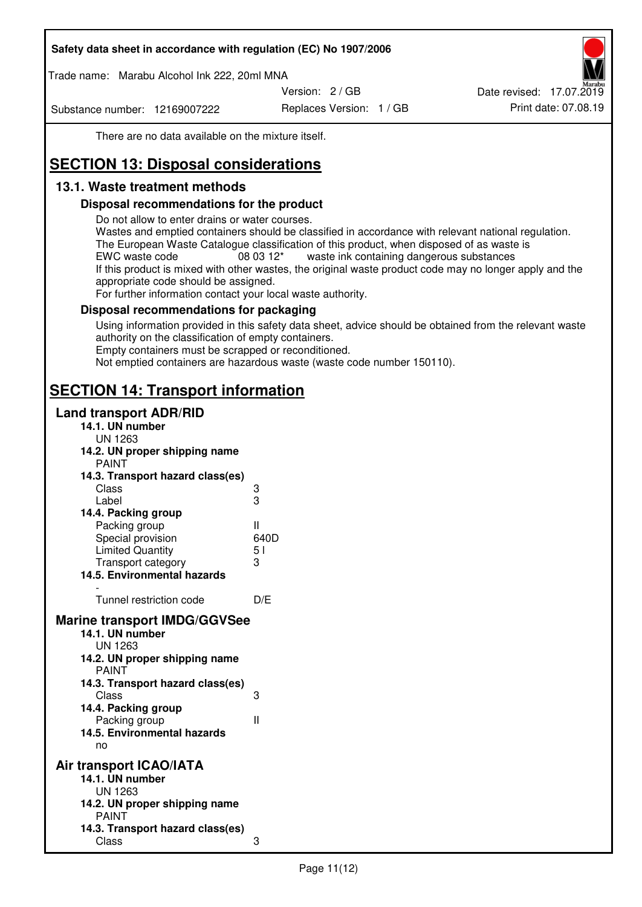There are no data available on the mixture itself.

# SECTION 13: Disposal considerations

## 13.1. Waste treatment methods

### Disposal recommendations for the product

Do not allow to enter drains or water courses.
Wastes and emptied containers should be classified in accordance with relevant national regulation.
The European Waste Catalogue classification of this product, when disposed of as waste is
EWC waste code 08 03 12* waste ink containing dangerous substances
If this product is mixed with other wastes, the original waste product code may no longer apply and the appropriate code should be assigned.
For further information contact your local waste authority.

### Disposal recommendations for packaging

Using information provided in this safety data sheet, advice should be obtained from the relevant waste authority on the classification of empty containers.
Empty containers must be scrapped or reconditioned.
Not emptied containers are hazardous waste (waste code number 150110).

# SECTION 14: Transport information

## Land transport ADR/RID

**14.1. UN number**
UN 1263

**14.2. UN proper shipping name**
PAINT

**14.3. Transport hazard class(es)**

| | |
|---|---|
| Class | 3 |
| Label | 3 |

**14.4. Packing group**

| | |
|---|---|
| Packing group | II |
| Special provision | 640D |
| Limited Quantity | 5 l |
| Transport category | 3 |

**14.5. Environmental hazards**
-

| | |
|---|---|
| Tunnel restriction code | D/E |

## Marine transport IMDG/GGVSee

**14.1. UN number**
UN 1263

**14.2. UN proper shipping name**
PAINT

**14.3. Transport hazard class(es)**

| | |
|---|---|
| Class | 3 |

**14.4. Packing group**

| | |
|---|---|
| Packing group | II |

**14.5. Environmental hazards**
no

## Air transport ICAO/IATA

**14.1. UN number**
UN 1263

**14.2. UN proper shipping name**
PAINT

**14.3. Transport hazard class(es)**

| | |
|---|---|
| Class | 3 |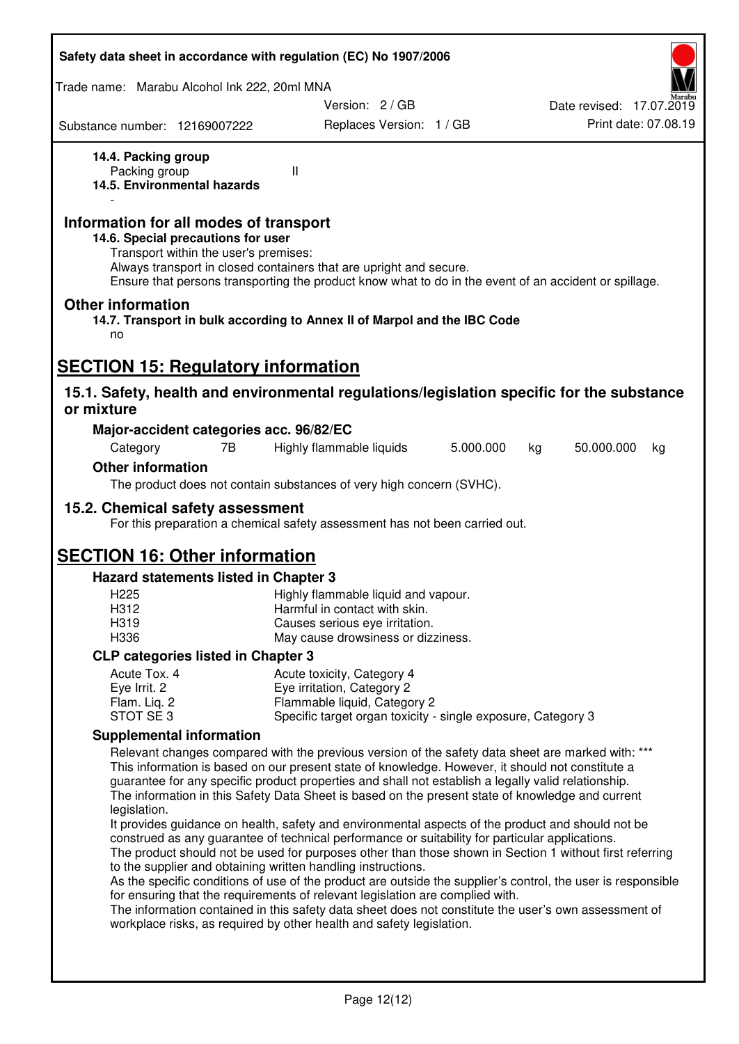**14.4. Packing group**

Packing group II

**14.5. Environmental hazards**

-

## Information for all modes of transport

**14.6. Special precautions for user**

Transport within the user's premises:
Always transport in closed containers that are upright and secure.
Ensure that persons transporting the product know what to do in the event of an accident or spillage.

## Other information

**14.7. Transport in bulk according to Annex II of Marpol and the IBC Code**

no

# SECTION 15: Regulatory information

## 15.1. Safety, health and environmental regulations/legislation specific for the substance or mixture

### Major-accident categories acc. 96/82/EC

| | | | | | | |
|---|---|---|---|---|---|---|
| Category | 7B | Highly flammable liquids | 5.000.000 | kg | 50.000.000 | kg |

### Other information

The product does not contain substances of very high concern (SVHC).

## 15.2. Chemical safety assessment

For this preparation a chemical safety assessment has not been carried out.

# SECTION 16: Other information

### Hazard statements listed in Chapter 3

| | |
|---|---|
| H225 | Highly flammable liquid and vapour. |
| H312 | Harmful in contact with skin. |
| H319 | Causes serious eye irritation. |
| H336 | May cause drowsiness or dizziness. |

### CLP categories listed in Chapter 3

| | |
|---|---|
| Acute Tox. 4 | Acute toxicity, Category 4 |
| Eye Irrit. 2 | Eye irritation, Category 2 |
| Flam. Liq. 2 | Flammable liquid, Category 2 |
| STOT SE 3 | Specific target organ toxicity - single exposure, Category 3 |

### Supplemental information

Relevant changes compared with the previous version of the safety data sheet are marked with: ***
This information is based on our present state of knowledge. However, it should not constitute a guarantee for any specific product properties and shall not establish a legally valid relationship.
The information in this Safety Data Sheet is based on the present state of knowledge and current legislation.
It provides guidance on health, safety and environmental aspects of the product and should not be construed as any guarantee of technical performance or suitability for particular applications.
The product should not be used for purposes other than those shown in Section 1 without first referring to the supplier and obtaining written handling instructions.
As the specific conditions of use of the product are outside the supplier's control, the user is responsible for ensuring that the requirements of relevant legislation are complied with.
The information contained in this safety data sheet does not constitute the user's own assessment of workplace risks, as required by other health and safety legislation.